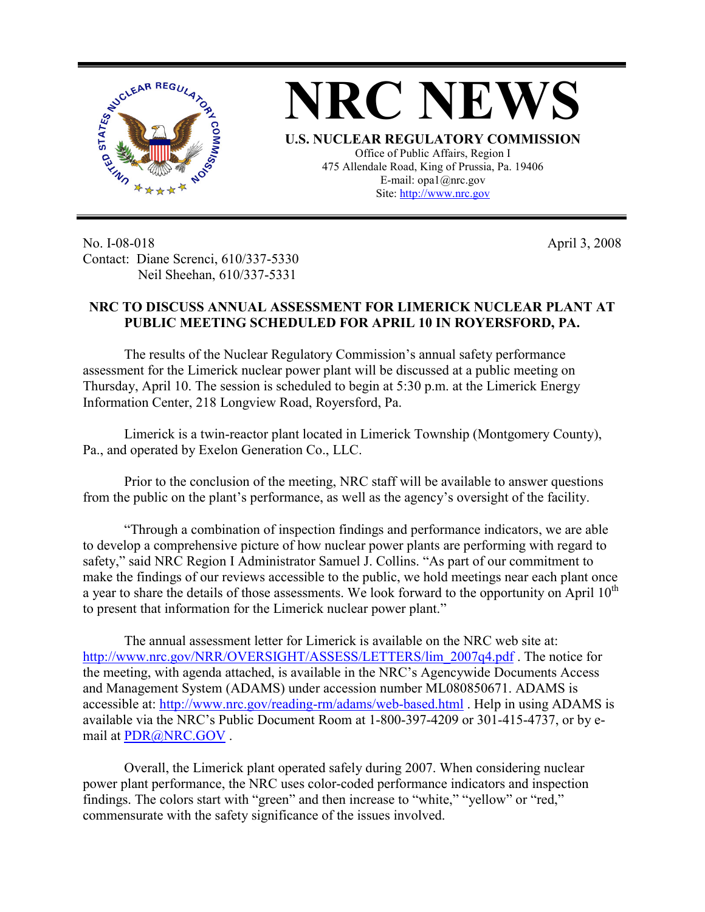# NRC NEWS

**U.S. NUCLEAR REGULATORY COMMISSION**
Office of Public Affairs, Region I
475 Allendale Road, King of Prussia, Pa. 19406
E-mail: opa1@nrc.gov
Site: http://www.nrc.gov

No. I-08-018
Contact: Diane Screnci, 610/337-5330
Neil Sheehan, 610/337-5331

April 3, 2008

**NRC TO DISCUSS ANNUAL ASSESSMENT FOR LIMERICK NUCLEAR PLANT AT PUBLIC MEETING SCHEDULED FOR APRIL 10 IN ROYERSFORD, PA.**

The results of the Nuclear Regulatory Commission's annual safety performance assessment for the Limerick nuclear power plant will be discussed at a public meeting on Thursday, April 10. The session is scheduled to begin at 5:30 p.m. at the Limerick Energy Information Center, 218 Longview Road, Royersford, Pa.

Limerick is a twin-reactor plant located in Limerick Township (Montgomery County), Pa., and operated by Exelon Generation Co., LLC.

Prior to the conclusion of the meeting, NRC staff will be available to answer questions from the public on the plant's performance, as well as the agency's oversight of the facility.

"Through a combination of inspection findings and performance indicators, we are able to develop a comprehensive picture of how nuclear power plants are performing with regard to safety," said NRC Region I Administrator Samuel J. Collins. "As part of our commitment to make the findings of our reviews accessible to the public, we hold meetings near each plant once a year to share the details of those assessments. We look forward to the opportunity on April 10th to present that information for the Limerick nuclear power plant."

The annual assessment letter for Limerick is available on the NRC web site at: http://www.nrc.gov/NRR/OVERSIGHT/ASSESS/LETTERS/lim_2007q4.pdf . The notice for the meeting, with agenda attached, is available in the NRC's Agencywide Documents Access and Management System (ADAMS) under accession number ML080850671. ADAMS is accessible at: http://www.nrc.gov/reading-rm/adams/web-based.html . Help in using ADAMS is available via the NRC's Public Document Room at 1-800-397-4209 or 301-415-4737, or by e-mail at PDR@NRC.GOV .

Overall, the Limerick plant operated safely during 2007. When considering nuclear power plant performance, the NRC uses color-coded performance indicators and inspection findings. The colors start with "green" and then increase to "white," "yellow" or "red," commensurate with the safety significance of the issues involved.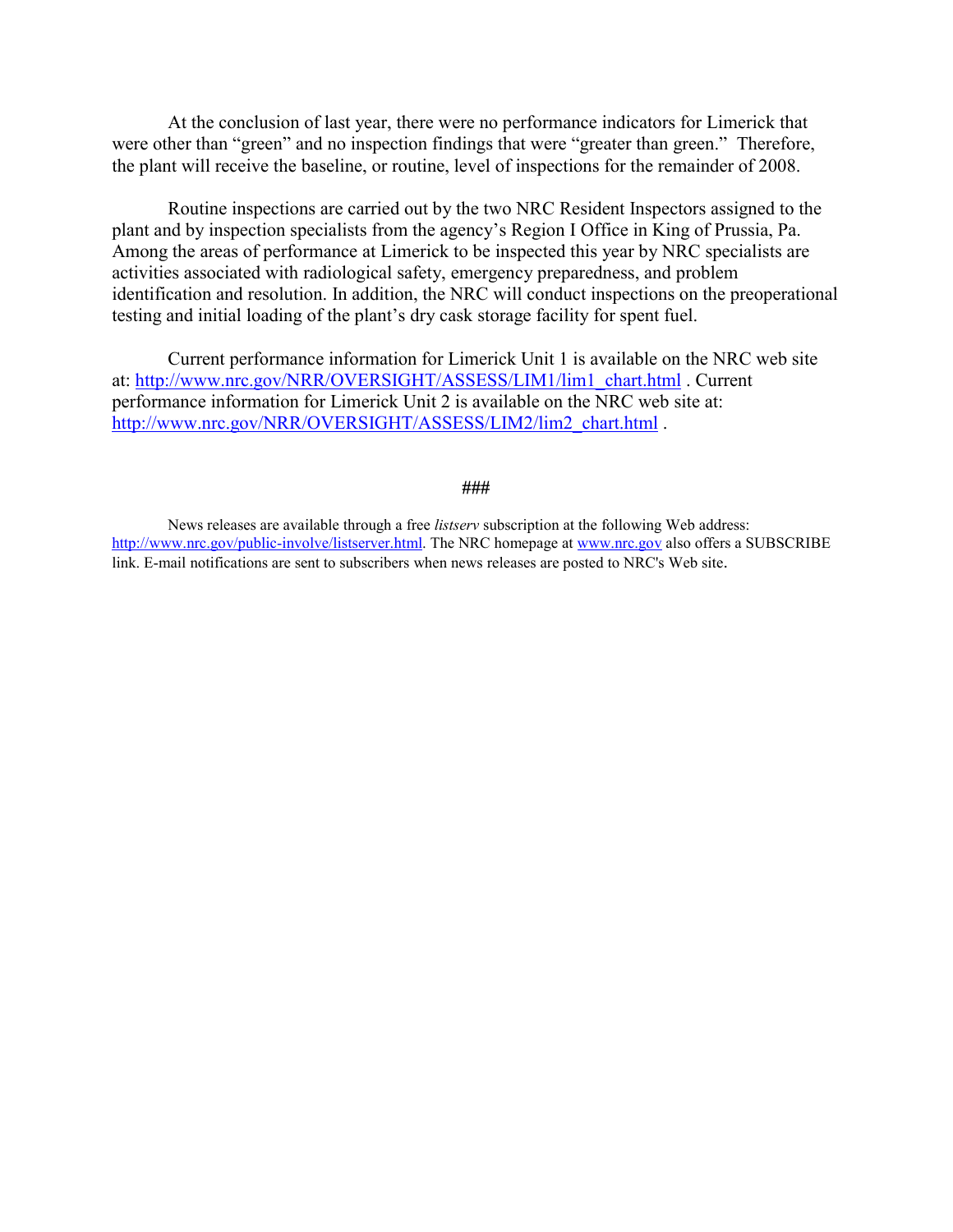At the conclusion of last year, there were no performance indicators for Limerick that were other than "green" and no inspection findings that were "greater than green." Therefore, the plant will receive the baseline, or routine, level of inspections for the remainder of 2008.

Routine inspections are carried out by the two NRC Resident Inspectors assigned to the plant and by inspection specialists from the agency's Region I Office in King of Prussia, Pa. Among the areas of performance at Limerick to be inspected this year by NRC specialists are activities associated with radiological safety, emergency preparedness, and problem identification and resolution. In addition, the NRC will conduct inspections on the preoperational testing and initial loading of the plant's dry cask storage facility for spent fuel.

Current performance information for Limerick Unit 1 is available on the NRC web site at: http://www.nrc.gov/NRR/OVERSIGHT/ASSESS/LIM1/lim1_chart.html . Current performance information for Limerick Unit 2 is available on the NRC web site at: http://www.nrc.gov/NRR/OVERSIGHT/ASSESS/LIM2/lim2_chart.html .

###

News releases are available through a free *listserv* subscription at the following Web address: http://www.nrc.gov/public-involve/listserver.html. The NRC homepage at www.nrc.gov also offers a SUBSCRIBE link. E-mail notifications are sent to subscribers when news releases are posted to NRC's Web site.